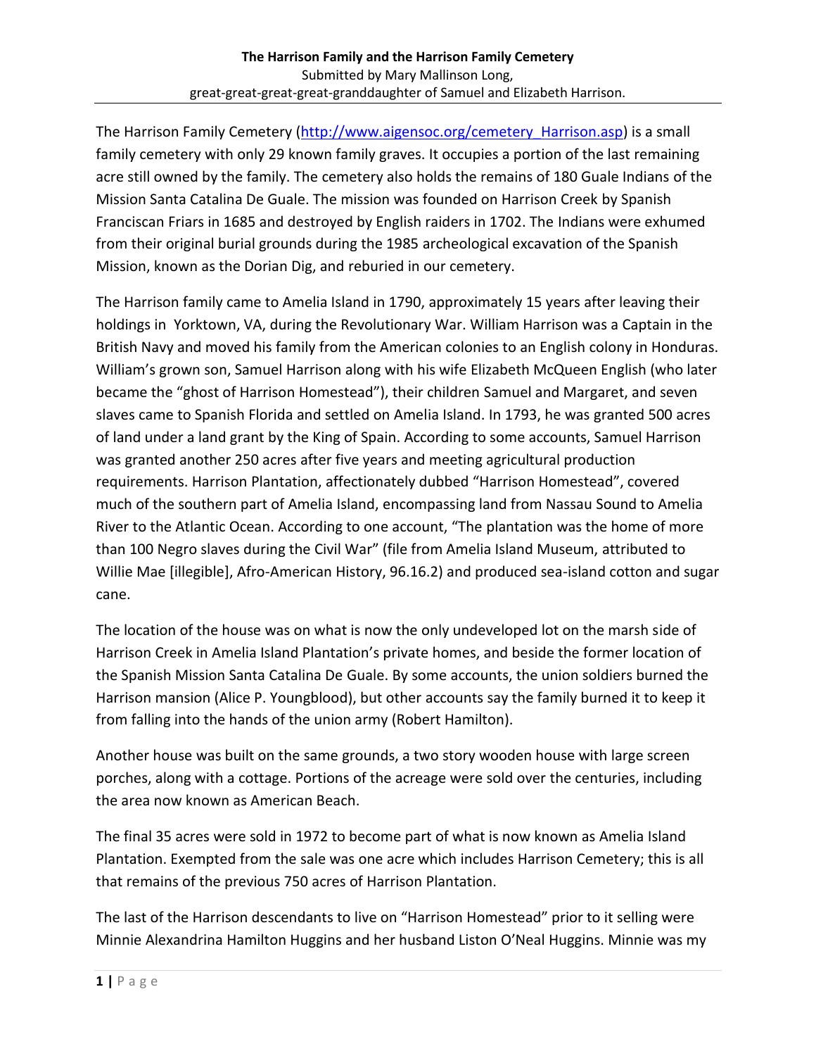**The Harrison Family and the Harrison Family Cemetery**

Submitted by Mary Mallinson Long,
great-great-great-great-granddaughter of Samuel and Elizabeth Harrison.

---

The Harrison Family Cemetery (http://www.aigensoc.org/cemetery_Harrison.asp) is a small family cemetery with only 29 known family graves. It occupies a portion of the last remaining acre still owned by the family. The cemetery also holds the remains of 180 Guale Indians of the Mission Santa Catalina De Guale. The mission was founded on Harrison Creek by Spanish Franciscan Friars in 1685 and destroyed by English raiders in 1702. The Indians were exhumed from their original burial grounds during the 1985 archeological excavation of the Spanish Mission, known as the Dorian Dig, and reburied in our cemetery.

The Harrison family came to Amelia Island in 1790, approximately 15 years after leaving their holdings in Yorktown, VA, during the Revolutionary War. William Harrison was a Captain in the British Navy and moved his family from the American colonies to an English colony in Honduras. William's grown son, Samuel Harrison along with his wife Elizabeth McQueen English (who later became the "ghost of Harrison Homestead"), their children Samuel and Margaret, and seven slaves came to Spanish Florida and settled on Amelia Island. In 1793, he was granted 500 acres of land under a land grant by the King of Spain. According to some accounts, Samuel Harrison was granted another 250 acres after five years and meeting agricultural production requirements. Harrison Plantation, affectionately dubbed "Harrison Homestead", covered much of the southern part of Amelia Island, encompassing land from Nassau Sound to Amelia River to the Atlantic Ocean. According to one account, "The plantation was the home of more than 100 Negro slaves during the Civil War" (file from Amelia Island Museum, attributed to Willie Mae [illegible], Afro-American History, 96.16.2) and produced sea-island cotton and sugar cane.

The location of the house was on what is now the only undeveloped lot on the marsh side of Harrison Creek in Amelia Island Plantation's private homes, and beside the former location of the Spanish Mission Santa Catalina De Guale. By some accounts, the union soldiers burned the Harrison mansion (Alice P. Youngblood), but other accounts say the family burned it to keep it from falling into the hands of the union army (Robert Hamilton).

Another house was built on the same grounds, a two story wooden house with large screen porches, along with a cottage. Portions of the acreage were sold over the centuries, including the area now known as American Beach.

The final 35 acres were sold in 1972 to become part of what is now known as Amelia Island Plantation. Exempted from the sale was one acre which includes Harrison Cemetery; this is all that remains of the previous 750 acres of Harrison Plantation.

The last of the Harrison descendants to live on "Harrison Homestead" prior to it selling were Minnie Alexandrina Hamilton Huggins and her husband Liston O'Neal Huggins. Minnie was my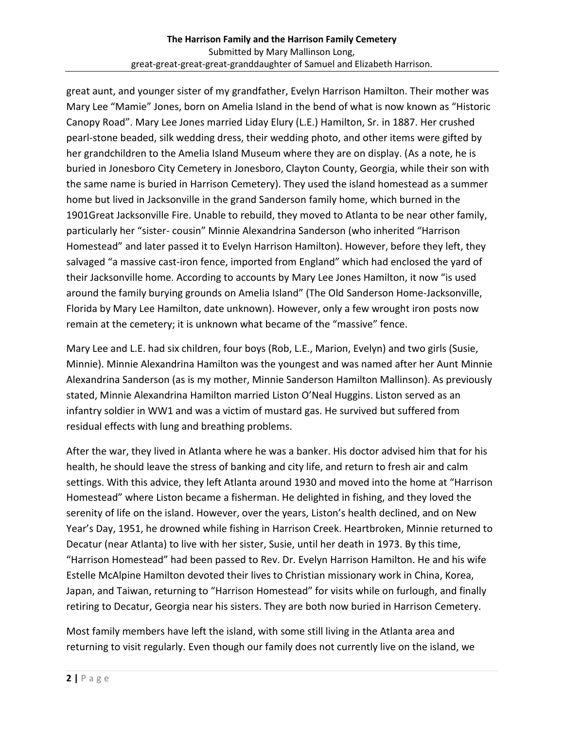great aunt, and younger sister of my grandfather, Evelyn Harrison Hamilton. Their mother was Mary Lee "Mamie" Jones, born on Amelia Island in the bend of what is now known as "Historic Canopy Road". Mary Lee Jones married Liday Elury (L.E.) Hamilton, Sr. in 1887. Her crushed pearl-stone beaded, silk wedding dress, their wedding photo, and other items were gifted by her grandchildren to the Amelia Island Museum where they are on display. (As a note, he is buried in Jonesboro City Cemetery in Jonesboro, Clayton County, Georgia, while their son with the same name is buried in Harrison Cemetery). They used the island homestead as a summer home but lived in Jacksonville in the grand Sanderson family home, which burned in the 1901Great Jacksonville Fire. Unable to rebuild, they moved to Atlanta to be near other family, particularly her "sister- cousin" Minnie Alexandrina Sanderson (who inherited "Harrison Homestead" and later passed it to Evelyn Harrison Hamilton). However, before they left, they salvaged "a massive cast-iron fence, imported from England" which had enclosed the yard of their Jacksonville home. According to accounts by Mary Lee Jones Hamilton, it now "is used around the family burying grounds on Amelia Island" (The Old Sanderson Home-Jacksonville, Florida by Mary Lee Hamilton, date unknown). However, only a few wrought iron posts now remain at the cemetery; it is unknown what became of the "massive" fence.

Mary Lee and L.E. had six children, four boys (Rob, L.E., Marion, Evelyn) and two girls (Susie, Minnie). Minnie Alexandrina Hamilton was the youngest and was named after her Aunt Minnie Alexandrina Sanderson (as is my mother, Minnie Sanderson Hamilton Mallinson). As previously stated, Minnie Alexandrina Hamilton married Liston O'Neal Huggins. Liston served as an infantry soldier in WW1 and was a victim of mustard gas. He survived but suffered from residual effects with lung and breathing problems.

After the war, they lived in Atlanta where he was a banker. His doctor advised him that for his health, he should leave the stress of banking and city life, and return to fresh air and calm settings. With this advice, they left Atlanta around 1930 and moved into the home at "Harrison Homestead" where Liston became a fisherman. He delighted in fishing, and they loved the serenity of life on the island. However, over the years, Liston's health declined, and on New Year's Day, 1951, he drowned while fishing in Harrison Creek. Heartbroken, Minnie returned to Decatur (near Atlanta) to live with her sister, Susie, until her death in 1973. By this time, "Harrison Homestead" had been passed to Rev. Dr. Evelyn Harrison Hamilton. He and his wife Estelle McAlpine Hamilton devoted their lives to Christian missionary work in China, Korea, Japan, and Taiwan, returning to "Harrison Homestead" for visits while on furlough, and finally retiring to Decatur, Georgia near his sisters. They are both now buried in Harrison Cemetery.

Most family members have left the island, with some still living in the Atlanta area and returning to visit regularly. Even though our family does not currently live on the island, we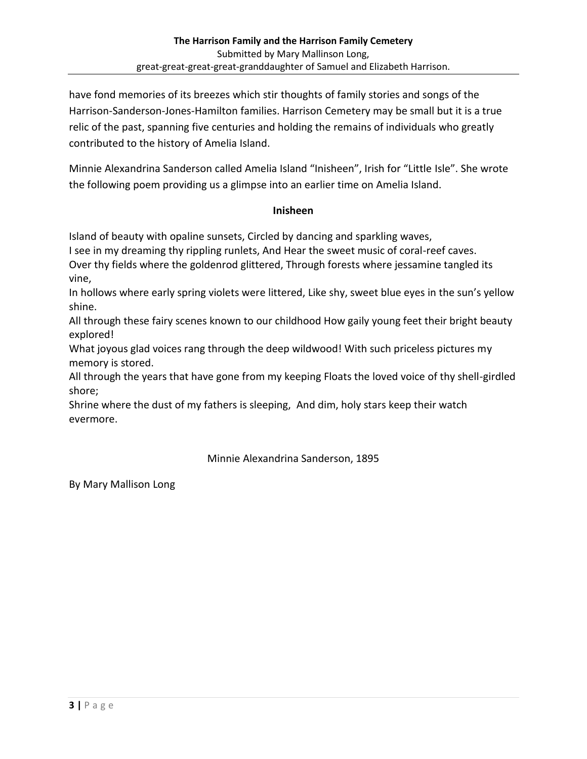have fond memories of its breezes which stir thoughts of family stories and songs of the Harrison-Sanderson-Jones-Hamilton families. Harrison Cemetery may be small but it is a true relic of the past, spanning five centuries and holding the remains of individuals who greatly contributed to the history of Amelia Island.

Minnie Alexandrina Sanderson called Amelia Island "Inisheen", Irish for "Little Isle". She wrote the following poem providing us a glimpse into an earlier time on Amelia Island.

**Inisheen**

Island of beauty with opaline sunsets, Circled by dancing and sparkling waves,  
I see in my dreaming thy rippling runlets, And Hear the sweet music of coral-reef caves.  
Over thy fields where the goldenrod glittered, Through forests where jessamine tangled its vine,  
In hollows where early spring violets were littered, Like shy, sweet blue eyes in the sun's yellow shine.  
All through these fairy scenes known to our childhood How gaily young feet their bright beauty explored!  
What joyous glad voices rang through the deep wildwood! With such priceless pictures my memory is stored.  
All through the years that have gone from my keeping Floats the loved voice of thy shell-girdled shore;  
Shrine where the dust of my fathers is sleeping, And dim, holy stars keep their watch evermore.

Minnie Alexandrina Sanderson, 1895

By Mary Mallison Long